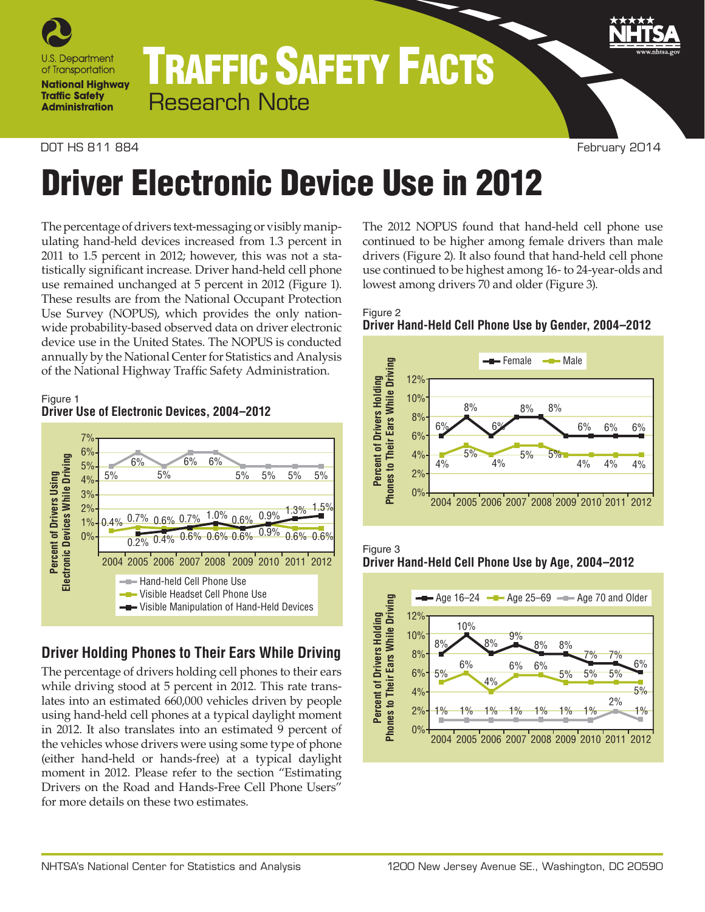U.S. Department of Transportation

National Highway Traffic Safety Administration

# TRAFFIC SAFETY FACTS

Research Note

DOT HS 811 884 February 2014

# Driver Electronic Device Use in 2012

The percentage of drivers text-messaging or visibly manipulating hand-held devices increased from 1.3 percent in 2011 to 1.5 percent in 2012; however, this was not a statistically significant increase. Driver hand-held cell phone use remained unchanged at 5 percent in 2012 (Figure 1). These results are from the National Occupant Protection Use Survey (NOPUS), which provides the only nationwide probability-based observed data on driver electronic device use in the United States. The NOPUS is conducted annually by the National Center for Statistics and Analysis of the National Highway Traffic Safety Administration.

Figure 1
**Driver Use of Electronic Devices, 2004–2012**

| Year | Hand-held Cell Phone Use | Visible Headset Cell Phone Use | Visible Manipulation of Hand-Held Devices |
|---|---|---|---|
| 2004 | 5% | 0.4% | |
| 2005 | 6% | 0.7% | 0.2% |
| 2006 | 5% | 0.6% | 0.4% |
| 2007 | 6% | 0.6% | 0.7% |
| 2008 | 6% | 0.6% | 1.0% |
| 2009 | 5% | 0.6% | 0.6% |
| 2010 | 5% | 0.9% | 0.9% |
| 2011 | 5% | 0.6% | 1.3% |
| 2012 | 5% | 0.6% | 1.5% |

## Driver Holding Phones to Their Ears While Driving

The percentage of drivers holding cell phones to their ears while driving stood at 5 percent in 2012. This rate translates into an estimated 660,000 vehicles driven by people using hand-held cell phones at a typical daylight moment in 2012. It also translates into an estimated 9 percent of the vehicles whose drivers were using some type of phone (either hand-held or hands-free) at a typical daylight moment in 2012. Please refer to the section "Estimating Drivers on the Road and Hands-Free Cell Phone Users" for more details on these two estimates.

The 2012 NOPUS found that hand-held cell phone use continued to be higher among female drivers than male drivers (Figure 2). It also found that hand-held cell phone use continued to be highest among 16- to 24-year-olds and lowest among drivers 70 and older (Figure 3).

Figure 2
**Driver Hand-Held Cell Phone Use by Gender, 2004–2012**

| Year | Female | Male |
|---|---|---|
| 2004 | 6% | 4% |
| 2005 | 8% | 5% |
| 2006 | 6% | 4% |
| 2007 | 8% | 5% |
| 2008 | 8% | 5% |
| 2009 | 6% | 4% |
| 2010 | 6% | 4% |
| 2011 | 6% | 4% |
| 2012 | 6% | 4% |

Figure 3
**Driver Hand-Held Cell Phone Use by Age, 2004–2012**

| Year | Age 16–24 | Age 25–69 | Age 70 and Older |
|---|---|---|---|
| 2004 | 8% | 5% | 1% |
| 2005 | 10% | 6% | 1% |
| 2006 | 8% | 4% | 1% |
| 2007 | 9% | 6% | 1% |
| 2008 | 8% | 6% | 1% |
| 2009 | 8% | 5% | 1% |
| 2010 | 7% | 5% | 1% |
| 2011 | 7% | 5% | 2% |
| 2012 | 6% | 5% | 1% |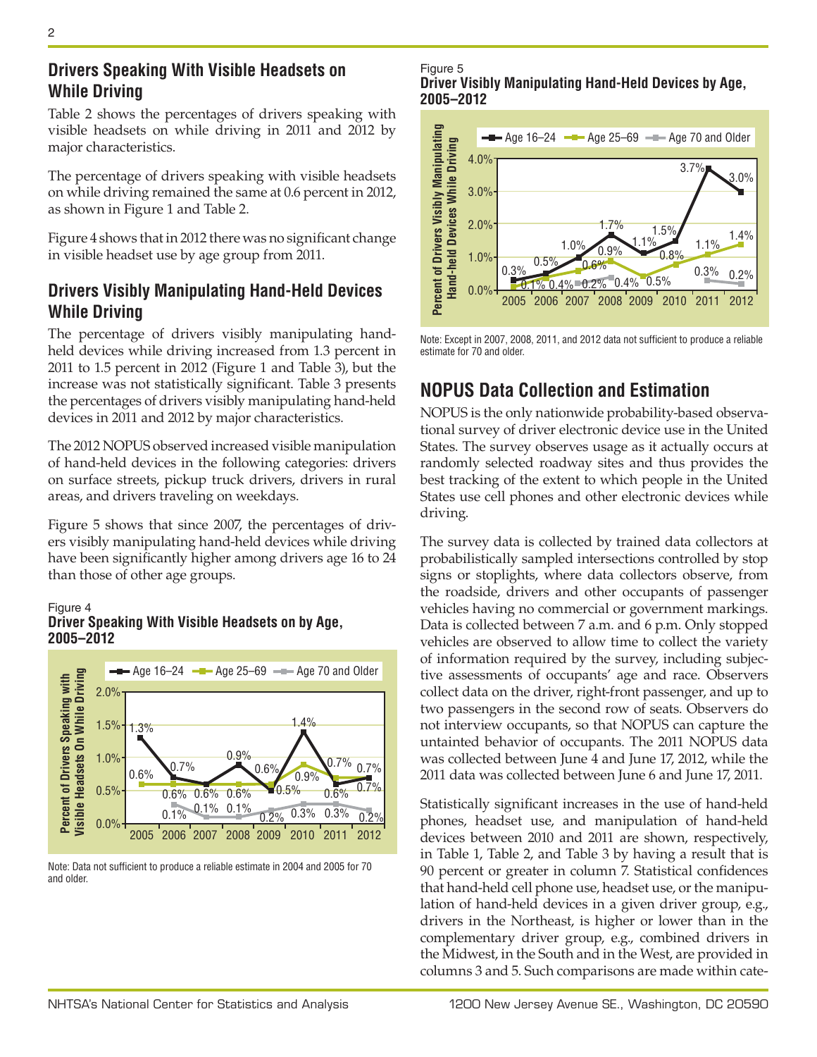## Drivers Speaking With Visible Headsets on While Driving

Table 2 shows the percentages of drivers speaking with visible headsets on while driving in 2011 and 2012 by major characteristics.

The percentage of drivers speaking with visible headsets on while driving remained the same at 0.6 percent in 2012, as shown in Figure 1 and Table 2.

Figure 4 shows that in 2012 there was no significant change in visible headset use by age group from 2011.

## Drivers Visibly Manipulating Hand-Held Devices While Driving

The percentage of drivers visibly manipulating hand-held devices while driving increased from 1.3 percent in 2011 to 1.5 percent in 2012 (Figure 1 and Table 3), but the increase was not statistically significant. Table 3 presents the percentages of drivers visibly manipulating hand-held devices in 2011 and 2012 by major characteristics.

The 2012 NOPUS observed increased visible manipulation of hand-held devices in the following categories: drivers on surface streets, pickup truck drivers, drivers in rural areas, and drivers traveling on weekdays.

Figure 5 shows that since 2007, the percentages of drivers visibly manipulating hand-held devices while driving have been significantly higher among drivers age 16 to 24 than those of other age groups.

Figure 4
**Driver Speaking With Visible Headsets on by Age, 2005–2012**

| Year | Age 16–24 | Age 25–69 | Age 70 and Older |
|---|---|---|---|
| 2005 | 1.3% | 0.6% | |
| 2006 | 0.7% | 0.6% | 0.1% |
| 2007 | 0.6% | 0.6% | 0.1% |
| 2008 | 0.9% | 0.6% | 0.1% |
| 2009 | 0.5% | 0.6% | 0.2% |
| 2010 | 1.4% | 0.9% | 0.3% |
| 2011 | 0.6% | 0.7% | 0.3% |
| 2012 | 0.7% | 0.7% | 0.2% |

Note: Data not sufficient to produce a reliable estimate in 2004 and 2005 for 70 and older.

Figure 5
**Driver Visibly Manipulating Hand-Held Devices by Age, 2005–2012**

| Year | Age 16–24 | Age 25–69 | Age 70 and Older |
|---|---|---|---|
| 2005 | 0.3% | 0.1% | |
| 2006 | 0.5% | 0.4% | |
| 2007 | 1.0% | 0.6% | 0.2% |
| 2008 | 1.7% | 0.9% | 0.4% |
| 2009 | 1.1% | 0.4% | |
| 2010 | 1.5% | 0.8% | |
| 2011 | 3.7% | 1.1% | 0.3% |
| 2012 | 3.0% | 1.4% | 0.2% |

Note: Except in 2007, 2008, 2011, and 2012 data not sufficient to produce a reliable estimate for 70 and older.

## NOPUS Data Collection and Estimation

NOPUS is the only nationwide probability-based observational survey of driver electronic device use in the United States. The survey observes usage as it actually occurs at randomly selected roadway sites and thus provides the best tracking of the extent to which people in the United States use cell phones and other electronic devices while driving.

The survey data is collected by trained data collectors at probabilistically sampled intersections controlled by stop signs or stoplights, where data collectors observe, from the roadside, drivers and other occupants of passenger vehicles having no commercial or government markings. Data is collected between 7 a.m. and 6 p.m. Only stopped vehicles are observed to allow time to collect the variety of information required by the survey, including subjective assessments of occupants' age and race. Observers collect data on the driver, right-front passenger, and up to two passengers in the second row of seats. Observers do not interview occupants, so that NOPUS can capture the untainted behavior of occupants. The 2011 NOPUS data was collected between June 4 and June 17, 2012, while the 2011 data was collected between June 6 and June 17, 2011.

Statistically significant increases in the use of hand-held phones, headset use, and manipulation of hand-held devices between 2010 and 2011 are shown, respectively, in Table 1, Table 2, and Table 3 by having a result that is 90 percent or greater in column 7. Statistical confidences that hand-held cell phone use, headset use, or the manipulation of hand-held devices in a given driver group, e.g., drivers in the Northeast, is higher or lower than in the complementary driver group, e.g., combined drivers in the Midwest, in the South and in the West, are provided in columns 3 and 5. Such comparisons are made within cate-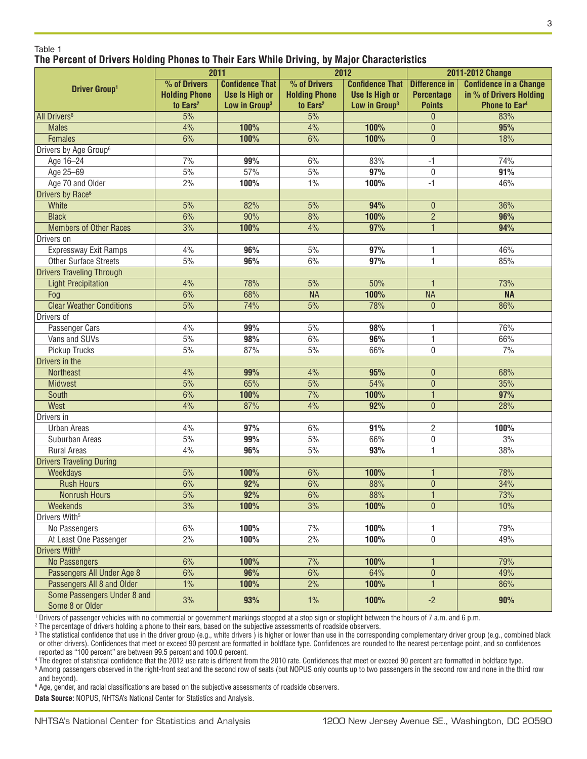Table 1

**The Percent of Drivers Holding Phones to Their Ears While Driving, by Major Characteristics**

| Driver Group[1] | 2011 | | 2012 | | 2011-2012 Change | |
|---|---|---|---|---|---|---|
| | % of Drivers Holding Phone to Ears[2] | Confidence That Use Is High or Low in Group[3] | % of Drivers Holding Phone to Ears[2] | Confidence That Use Is High or Low in Group[3] | Difference in Percentage Points | Confidence in a Change in % of Drivers Holding Phone to Ear[4] |
| All Drivers[6] | 5% | | 5% | | 0 | 83% |
| Males | 4% | **100%** | 4% | **100%** | 0 | **95%** |
| Females | 6% | **100%** | 6% | **100%** | 0 | 18% |
| Drivers by Age Group[6] | | | | | | |
| Age 16–24 | 7% | **99%** | 6% | 83% | -1 | 74% |
| Age 25–69 | 5% | 57% | 5% | **97%** | 0 | **91%** |
| Age 70 and Older | 2% | **100%** | 1% | **100%** | -1 | 46% |
| Drivers by Race[6] | | | | | | |
| White | 5% | 82% | 5% | **94%** | 0 | 36% |
| Black | 6% | 90% | 8% | **100%** | 2 | **96%** |
| Members of Other Races | 3% | **100%** | 4% | **97%** | 1 | **94%** |
| Drivers on | | | | | | |
| Expressway Exit Ramps | 4% | **96%** | 5% | **97%** | 1 | 46% |
| Other Surface Streets | 5% | **96%** | 6% | **97%** | 1 | 85% |
| Drivers Traveling Through | | | | | | |
| Light Precipitation | 4% | 78% | 5% | 50% | 1 | 73% |
| Fog | 6% | 68% | NA | **100%** | NA | **NA** |
| Clear Weather Conditions | 5% | 74% | 5% | 78% | 0 | 86% |
| Drivers of | | | | | | |
| Passenger Cars | 4% | **99%** | 5% | **98%** | 1 | 76% |
| Vans and SUVs | 5% | **98%** | 6% | **96%** | 1 | 66% |
| Pickup Trucks | 5% | 87% | 5% | 66% | 0 | 7% |
| Drivers in the | | | | | | |
| Northeast | 4% | **99%** | 4% | **95%** | 0 | 68% |
| Midwest | 5% | 65% | 5% | 54% | 0 | 35% |
| South | 6% | **100%** | 7% | **100%** | 1 | **97%** |
| West | 4% | 87% | 4% | **92%** | 0 | 28% |
| Drivers in | | | | | | |
| Urban Areas | 4% | **97%** | 6% | **91%** | 2 | **100%** |
| Suburban Areas | 5% | **99%** | 5% | 66% | 0 | 3% |
| Rural Areas | 4% | **96%** | 5% | **93%** | 1 | 38% |
| Drivers Traveling During | | | | | | |
| Weekdays | 5% | **100%** | 6% | **100%** | 1 | 78% |
| Rush Hours | 6% | **92%** | 6% | 88% | 0 | 34% |
| Nonrush Hours | 5% | **92%** | 6% | 88% | 1 | 73% |
| Weekends | 3% | **100%** | 3% | **100%** | 0 | 10% |
| Drivers With[5] | | | | | | |
| No Passengers | 6% | **100%** | 7% | **100%** | 1 | 79% |
| At Least One Passenger | 2% | **100%** | 2% | **100%** | 0 | 49% |
| Drivers With[5] | | | | | | |
| No Passengers | 6% | **100%** | 7% | **100%** | 1 | 79% |
| Passengers All Under Age 8 | 6% | **96%** | 6% | 64% | 0 | 49% |
| Passengers All 8 and Older | 1% | **100%** | 2% | **100%** | 1 | 86% |
| Some Passengers Under 8 and Some 8 or Older | 3% | **93%** | 1% | **100%** | -2 | **90%** |

[1] Drivers of passenger vehicles with no commercial or government markings stopped at a stop sign or stoplight between the hours of 7 a.m. and 6 p.m.

[2] The percentage of drivers holding a phone to their ears, based on the subjective assessments of roadside observers.

[3] The statistical confidence that use in the driver group (e.g., white drivers ) is higher or lower than use in the corresponding complementary driver group (e.g., combined black or other drivers). Confidences that meet or exceed 90 percent are formatted in boldface type. Confidences are rounded to the nearest percentage point, and so confidences reported as "100 percent" are between 99.5 percent and 100.0 percent.

[4] The degree of statistical confidence that the 2012 use rate is different from the 2010 rate. Confidences that meet or exceed 90 percent are formatted in boldface type.

[5] Among passengers observed in the right-front seat and the second row of seats (but NOPUS only counts up to two passengers in the second row and none in the third row and beyond).

[6] Age, gender, and racial classifications are based on the subjective assessments of roadside observers.

**Data Source:** NOPUS, NHTSA's National Center for Statistics and Analysis.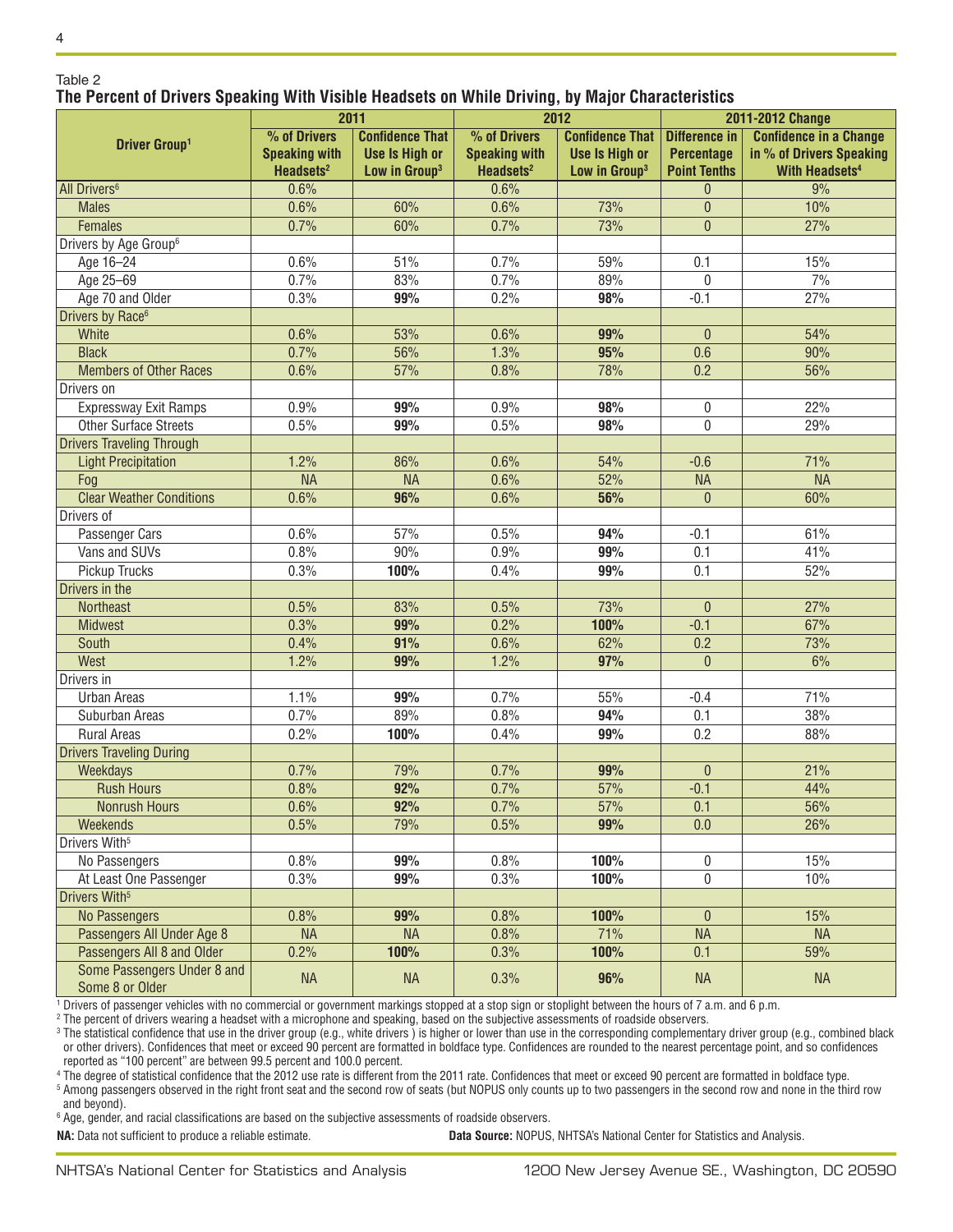Table 2

**The Percent of Drivers Speaking With Visible Headsets on While Driving, by Major Characteristics**

| Driver Group[1] | 2011 | | 2012 | | 2011-2012 Change | |
|---|---|---|---|---|---|---|
| | % of Drivers Speaking with Headsets[2] | Confidence That Use Is High or Low in Group[3] | % of Drivers Speaking with Headsets[2] | Confidence That Use Is High or Low in Group[3] | Difference in Percentage Point Tenths | Confidence in a Change in % of Drivers Speaking With Headsets[4] |
| All Drivers[6] | 0.6% | | 0.6% | | 0 | 9% |
| Males | 0.6% | 60% | 0.6% | 73% | 0 | 10% |
| Females | 0.7% | 60% | 0.7% | 73% | 0 | 27% |
| Drivers by Age Group[6] | | | | | | |
| Age 16–24 | 0.6% | 51% | 0.7% | 59% | 0.1 | 15% |
| Age 25–69 | 0.7% | 83% | 0.7% | 89% | 0 | 7% |
| Age 70 and Older | 0.3% | **99%** | 0.2% | **98%** | -0.1 | 27% |
| Drivers by Race[6] | | | | | | |
| White | 0.6% | 53% | 0.6% | **99%** | 0 | 54% |
| Black | 0.7% | 56% | 1.3% | **95%** | 0.6 | 90% |
| Members of Other Races | 0.6% | 57% | 0.8% | 78% | 0.2 | 56% |
| Drivers on | | | | | | |
| Expressway Exit Ramps | 0.9% | **99%** | 0.9% | **98%** | 0 | 22% |
| Other Surface Streets | 0.5% | **99%** | 0.5% | **98%** | 0 | 29% |
| Drivers Traveling Through | | | | | | |
| Light Precipitation | 1.2% | 86% | 0.6% | 54% | -0.6 | 71% |
| Fog | NA | NA | 0.6% | 52% | NA | NA |
| Clear Weather Conditions | 0.6% | **96%** | 0.6% | **56%** | 0 | 60% |
| Drivers of | | | | | | |
| Passenger Cars | 0.6% | 57% | 0.5% | **94%** | -0.1 | 61% |
| Vans and SUVs | 0.8% | 90% | 0.9% | **99%** | 0.1 | 41% |
| Pickup Trucks | 0.3% | **100%** | 0.4% | **99%** | 0.1 | 52% |
| Drivers in the | | | | | | |
| Northeast | 0.5% | 83% | 0.5% | 73% | 0 | 27% |
| Midwest | 0.3% | **99%** | 0.2% | **100%** | -0.1 | 67% |
| South | 0.4% | **91%** | 0.6% | 62% | 0.2 | 73% |
| West | 1.2% | **99%** | 1.2% | **97%** | 0 | 6% |
| Drivers in | | | | | | |
| Urban Areas | 1.1% | **99%** | 0.7% | 55% | -0.4 | 71% |
| Suburban Areas | 0.7% | 89% | 0.8% | **94%** | 0.1 | 38% |
| Rural Areas | 0.2% | **100%** | 0.4% | **99%** | 0.2 | 88% |
| Drivers Traveling During | | | | | | |
| Weekdays | 0.7% | 79% | 0.7% | **99%** | 0 | 21% |
| Rush Hours | 0.8% | **92%** | 0.7% | 57% | -0.1 | 44% |
| Nonrush Hours | 0.6% | **92%** | 0.7% | 57% | 0.1 | 56% |
| Weekends | 0.5% | 79% | 0.5% | **99%** | 0.0 | 26% |
| Drivers With[5] | | | | | | |
| No Passengers | 0.8% | **99%** | 0.8% | **100%** | 0 | 15% |
| At Least One Passenger | 0.3% | **99%** | 0.3% | **100%** | 0 | 10% |
| Drivers With[5] | | | | | | |
| No Passengers | 0.8% | **99%** | 0.8% | **100%** | 0 | 15% |
| Passengers All Under Age 8 | NA | NA | 0.8% | 71% | NA | NA |
| Passengers All 8 and Older | 0.2% | **100%** | 0.3% | **100%** | 0.1 | 59% |
| Some Passengers Under 8 and Some 8 or Older | NA | NA | 0.3% | **96%** | NA | NA |

[1] Drivers of passenger vehicles with no commercial or government markings stopped at a stop sign or stoplight between the hours of 7 a.m. and 6 p.m.

[2] The percent of drivers wearing a headset with a microphone and speaking, based on the subjective assessments of roadside observers.

[3] The statistical confidence that use in the driver group (e.g., white drivers ) is higher or lower than use in the corresponding complementary driver group (e.g., combined black or other drivers). Confidences that meet or exceed 90 percent are formatted in boldface type. Confidences are rounded to the nearest percentage point, and so confidences reported as "100 percent" are between 99.5 percent and 100.0 percent.

[4] The degree of statistical confidence that the 2012 use rate is different from the 2011 rate. Confidences that meet or exceed 90 percent are formatted in boldface type.

[5] Among passengers observed in the right front seat and the second row of seats (but NOPUS only counts up to two passengers in the second row and none in the third row and beyond).

[6] Age, gender, and racial classifications are based on the subjective assessments of roadside observers.

**NA:** Data not sufficient to produce a reliable estimate.

**Data Source:** NOPUS, NHTSA's National Center for Statistics and Analysis.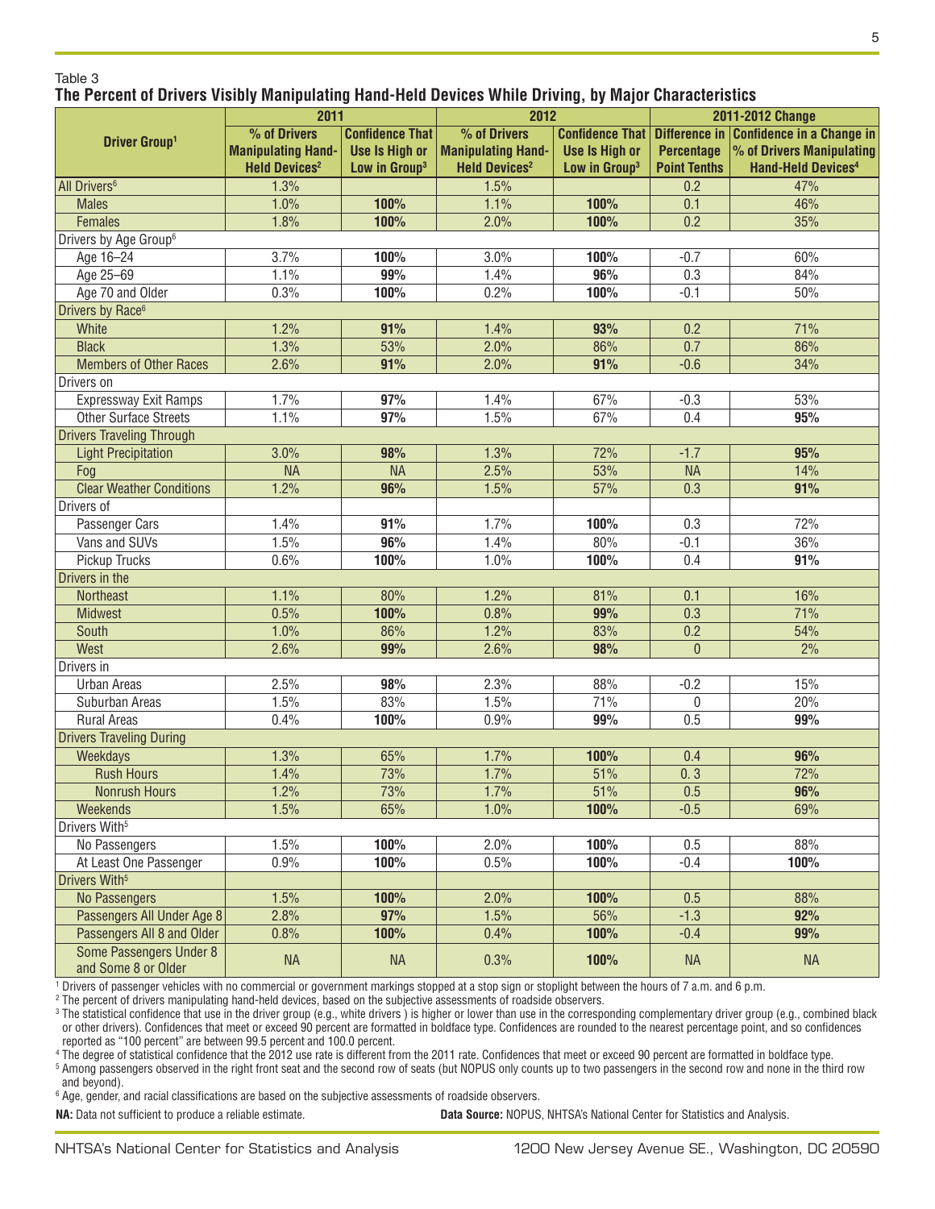Table 3

**The Percent of Drivers Visibly Manipulating Hand-Held Devices While Driving, by Major Characteristics**

| Driver Group[1] | 2011 | | 2012 | | 2011-2012 Change | |
|---|---|---|---|---|---|---|
| | % of Drivers Manipulating Hand-Held Devices[2] | Confidence That Use Is High or Low in Group[3] | % of Drivers Manipulating Hand-Held Devices[2] | Confidence That Use Is High or Low in Group[3] | Difference in Percentage Point Tenths | Confidence in a Change in % of Drivers Manipulating Hand-Held Devices[4] |
| All Drivers[6] | 1.3% | | 1.5% | | 0.2 | 47% |
| Males | 1.0% | **100%** | 1.1% | **100%** | 0.1 | 46% |
| Females | 1.8% | **100%** | 2.0% | **100%** | 0.2 | 35% |
| Drivers by Age Group[6] | | | | | | |
| Age 16–24 | 3.7% | **100%** | 3.0% | **100%** | -0.7 | 60% |
| Age 25–69 | 1.1% | **99%** | 1.4% | **96%** | 0.3 | 84% |
| Age 70 and Older | 0.3% | **100%** | 0.2% | **100%** | -0.1 | 50% |
| Drivers by Race[6] | | | | | | |
| White | 1.2% | **91%** | 1.4% | **93%** | 0.2 | 71% |
| Black | 1.3% | 53% | 2.0% | 86% | 0.7 | 86% |
| Members of Other Races | 2.6% | **91%** | 2.0% | **91%** | -0.6 | 34% |
| Drivers on | | | | | | |
| Expressway Exit Ramps | 1.7% | **97%** | 1.4% | 67% | -0.3 | 53% |
| Other Surface Streets | 1.1% | **97%** | 1.5% | 67% | 0.4 | **95%** |
| Drivers Traveling Through | | | | | | |
| Light Precipitation | 3.0% | **98%** | 1.3% | 72% | -1.7 | **95%** |
| Fog | NA | NA | 2.5% | 53% | NA | 14% |
| Clear Weather Conditions | 1.2% | **96%** | 1.5% | 57% | 0.3 | **91%** |
| Drivers of | | | | | | |
| Passenger Cars | 1.4% | **91%** | 1.7% | **100%** | 0.3 | 72% |
| Vans and SUVs | 1.5% | **96%** | 1.4% | 80% | -0.1 | 36% |
| Pickup Trucks | 0.6% | **100%** | 1.0% | **100%** | 0.4 | **91%** |
| Drivers in the | | | | | | |
| Northeast | 1.1% | 80% | 1.2% | 81% | 0.1 | 16% |
| Midwest | 0.5% | **100%** | 0.8% | **99%** | 0.3 | 71% |
| South | 1.0% | 86% | 1.2% | 83% | 0.2 | 54% |
| West | 2.6% | **99%** | 2.6% | **98%** | 0 | 2% |
| Drivers in | | | | | | |
| Urban Areas | 2.5% | **98%** | 2.3% | 88% | -0.2 | 15% |
| Suburban Areas | 1.5% | 83% | 1.5% | 71% | 0 | 20% |
| Rural Areas | 0.4% | **100%** | 0.9% | **99%** | 0.5 | **99%** |
| Drivers Traveling During | | | | | | |
| Weekdays | 1.3% | 65% | 1.7% | **100%** | 0.4 | **96%** |
| Rush Hours | 1.4% | 73% | 1.7% | 51% | 0.3 | 72% |
| Nonrush Hours | 1.2% | 73% | 1.7% | 51% | 0.5 | **96%** |
| Weekends | 1.5% | 65% | 1.0% | **100%** | -0.5 | 69% |
| Drivers With[5] | | | | | | |
| No Passengers | 1.5% | **100%** | 2.0% | **100%** | 0.5 | 88% |
| At Least One Passenger | 0.9% | **100%** | 0.5% | **100%** | -0.4 | **100%** |
| Drivers With[5] | | | | | | |
| No Passengers | 1.5% | **100%** | 2.0% | **100%** | 0.5 | 88% |
| Passengers All Under Age 8 | 2.8% | **97%** | 1.5% | 56% | -1.3 | **92%** |
| Passengers All 8 and Older | 0.8% | **100%** | 0.4% | **100%** | -0.4 | **99%** |
| Some Passengers Under 8 and Some 8 or Older | NA | NA | 0.3% | **100%** | NA | NA |

[1] Drivers of passenger vehicles with no commercial or government markings stopped at a stop sign or stoplight between the hours of 7 a.m. and 6 p.m.

[2] The percent of drivers manipulating hand-held devices, based on the subjective assessments of roadside observers.

[3] The statistical confidence that use in the driver group (e.g., white drivers ) is higher or lower than use in the corresponding complementary driver group (e.g., combined black or other drivers). Confidences that meet or exceed 90 percent are formatted in boldface type. Confidences are rounded to the nearest percentage point, and so confidences reported as "100 percent" are between 99.5 percent and 100.0 percent.

[4] The degree of statistical confidence that the 2012 use rate is different from the 2011 rate. Confidences that meet or exceed 90 percent are formatted in boldface type.

[5] Among passengers observed in the right front seat and the second row of seats (but NOPUS only counts up to two passengers in the second row and none in the third row and beyond).

[6] Age, gender, and racial classifications are based on the subjective assessments of roadside observers.

**NA:** Data not sufficient to produce a reliable estimate.

**Data Source:** NOPUS, NHTSA's National Center for Statistics and Analysis.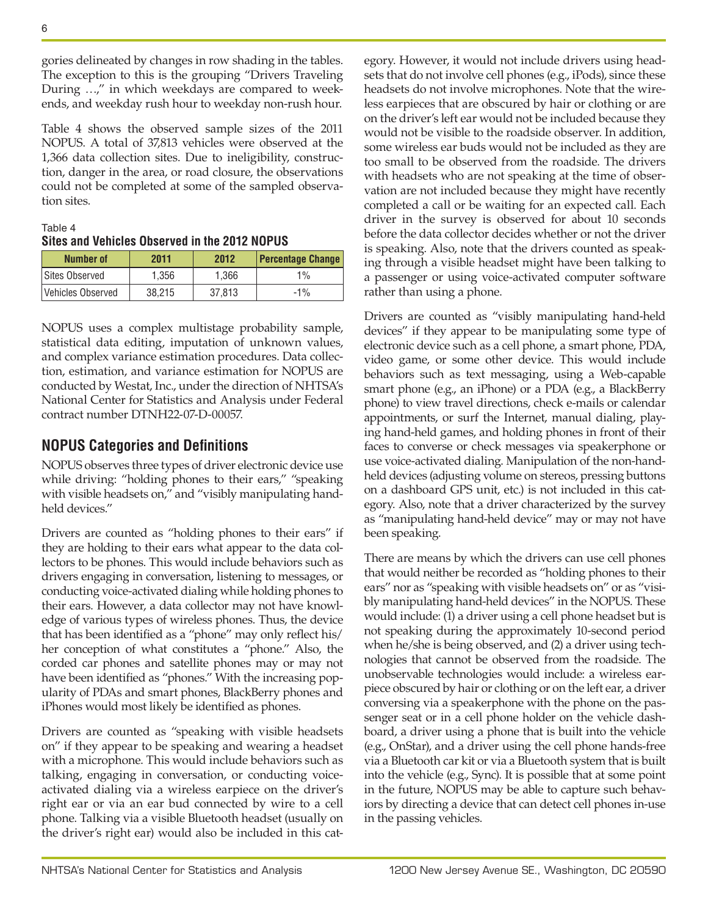gories delineated by changes in row shading in the tables. The exception to this is the grouping "Drivers Traveling During …," in which weekdays are compared to weekends, and weekday rush hour to weekday non-rush hour.

Table 4 shows the observed sample sizes of the 2011 NOPUS. A total of 37,813 vehicles were observed at the 1,366 data collection sites. Due to ineligibility, construction, danger in the area, or road closure, the observations could not be completed at some of the sampled observation sites.

Table 4
**Sites and Vehicles Observed in the 2012 NOPUS**

| Number of | 2011 | 2012 | Percentage Change |
|---|---|---|---|
| Sites Observed | 1,356 | 1,366 | 1% |
| Vehicles Observed | 38,215 | 37,813 | -1% |

NOPUS uses a complex multistage probability sample, statistical data editing, imputation of unknown values, and complex variance estimation procedures. Data collection, estimation, and variance estimation for NOPUS are conducted by Westat, Inc., under the direction of NHTSA's National Center for Statistics and Analysis under Federal contract number DTNH22-07-D-00057.

## NOPUS Categories and Definitions

NOPUS observes three types of driver electronic device use while driving: "holding phones to their ears," "speaking with visible headsets on," and "visibly manipulating hand-held devices."

Drivers are counted as "holding phones to their ears" if they are holding to their ears what appear to the data collectors to be phones. This would include behaviors such as drivers engaging in conversation, listening to messages, or conducting voice-activated dialing while holding phones to their ears. However, a data collector may not have knowledge of various types of wireless phones. Thus, the device that has been identified as a "phone" may only reflect his/her conception of what constitutes a "phone." Also, the corded car phones and satellite phones may or may not have been identified as "phones." With the increasing popularity of PDAs and smart phones, BlackBerry phones and iPhones would most likely be identified as phones.

Drivers are counted as "speaking with visible headsets on" if they appear to be speaking and wearing a headset with a microphone. This would include behaviors such as talking, engaging in conversation, or conducting voice-activated dialing via a wireless earpiece on the driver's right ear or via an ear bud connected by wire to a cell phone. Talking via a visible Bluetooth headset (usually on the driver's right ear) would also be included in this category. However, it would not include drivers using headsets that do not involve cell phones (e.g., iPods), since these headsets do not involve microphones. Note that the wireless earpieces that are obscured by hair or clothing or are on the driver's left ear would not be included because they would not be visible to the roadside observer. In addition, some wireless ear buds would not be included as they are too small to be observed from the roadside. The drivers with headsets who are not speaking at the time of observation are not included because they might have recently completed a call or be waiting for an expected call. Each driver in the survey is observed for about 10 seconds before the data collector decides whether or not the driver is speaking. Also, note that the drivers counted as speaking through a visible headset might have been talking to a passenger or using voice-activated computer software rather than using a phone.

Drivers are counted as "visibly manipulating hand-held devices" if they appear to be manipulating some type of electronic device such as a cell phone, a smart phone, PDA, video game, or some other device. This would include behaviors such as text messaging, using a Web-capable smart phone (e.g., an iPhone) or a PDA (e.g., a BlackBerry phone) to view travel directions, check e-mails or calendar appointments, or surf the Internet, manual dialing, playing hand-held games, and holding phones in front of their faces to converse or check messages via speakerphone or use voice-activated dialing. Manipulation of the non-hand-held devices (adjusting volume on stereos, pressing buttons on a dashboard GPS unit, etc.) is not included in this category. Also, note that a driver characterized by the survey as "manipulating hand-held device" may or may not have been speaking.

There are means by which the drivers can use cell phones that would neither be recorded as "holding phones to their ears" nor as "speaking with visible headsets on" or as "visibly manipulating hand-held devices" in the NOPUS. These would include: (1) a driver using a cell phone headset but is not speaking during the approximately 10-second period when he/she is being observed, and (2) a driver using technologies that cannot be observed from the roadside. The unobservable technologies would include: a wireless earpiece obscured by hair or clothing or on the left ear, a driver conversing via a speakerphone with the phone on the passenger seat or in a cell phone holder on the vehicle dashboard, a driver using a phone that is built into the vehicle (e.g., OnStar), and a driver using the cell phone hands-free via a Bluetooth car kit or via a Bluetooth system that is built into the vehicle (e.g., Sync). It is possible that at some point in the future, NOPUS may be able to capture such behaviors by directing a device that can detect cell phones in-use in the passing vehicles.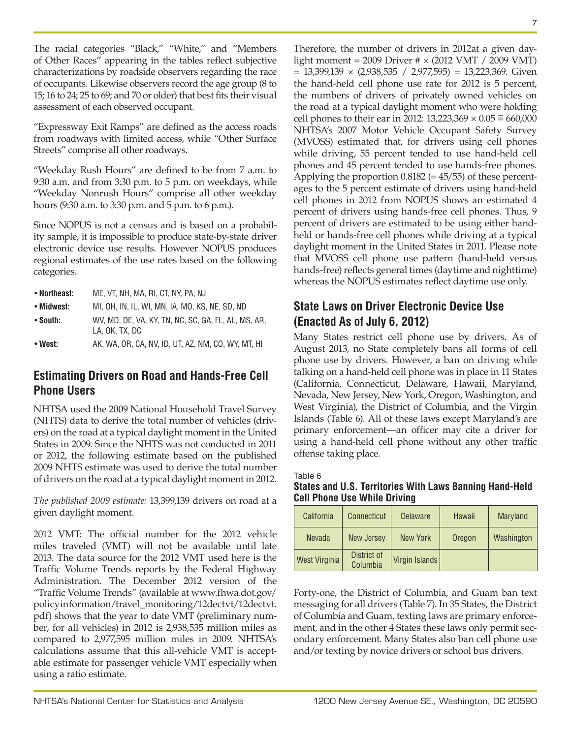The racial categories "Black," "White," and "Members of Other Races" appearing in the tables reflect subjective characterizations by roadside observers regarding the race of occupants. Likewise observers record the age group (8 to 15; 16 to 24; 25 to 69; and 70 or older) that best fits their visual assessment of each observed occupant.

"Expressway Exit Ramps" are defined as the access roads from roadways with limited access, while "Other Surface Streets" comprise all other roadways.

"Weekday Rush Hours" are defined to be from 7 a.m. to 9:30 a.m. and from 3:30 p.m. to 5 p.m. on weekdays, while "Weekday Nonrush Hours" comprise all other weekday hours (9:30 a.m. to 3:30 p.m. and 5 p.m. to 6 p.m.).

Since NOPUS is not a census and is based on a probability sample, it is impossible to produce state-by-state driver electronic device use results. However NOPUS produces regional estimates of the use rates based on the following categories.

- **Northeast:** ME, VT, NH, MA, RI, CT, NY, PA, NJ
- **Midwest:** MI, OH, IN, IL, WI, MN, IA, MO, KS, NE, SD, ND
- **South:** WV, MD, DE, VA, KY, TN, NC, SC, GA, FL, AL, MS, AR, LA, OK, TX, DC
- **West:** AK, WA, OR, CA, NV, ID, UT, AZ, NM, CO, WY, MT, HI

## Estimating Drivers on Road and Hands-Free Cell Phone Users

NHTSA used the 2009 National Household Travel Survey (NHTS) data to derive the total number of vehicles (drivers) on the road at a typical daylight moment in the United States in 2009. Since the NHTS was not conducted in 2011 or 2012, the following estimate based on the published 2009 NHTS estimate was used to derive the total number of drivers on the road at a typical daylight moment in 2012.

*The published 2009 estimate:* 13,399,139 drivers on road at a given daylight moment.

2012 VMT: The official number for the 2012 vehicle miles traveled (VMT) will not be available until late 2013. The data source for the 2012 VMT used here is the Traffic Volume Trends reports by the Federal Highway Administration. The December 2012 version of the "Traffic Volume Trends" (available at www.fhwa.dot.gov/policyinformation/travel_monitoring/12dectvt/12dectvt.pdf) shows that the year to date VMT (preliminary number, for all vehicles) in 2012 is 2,938,535 million miles as compared to 2,977,595 million miles in 2009. NHTSA's calculations assume that this all-vehicle VMT is acceptable estimate for passenger vehicle VMT especially when using a ratio estimate.

Therefore, the number of drivers in 2012at a given daylight moment = 2009 Driver # × (2012 VMT / 2009 VMT) = 13,399,139 × (2,938,535 / 2,977,595) = 13,223,369. Given the hand-held cell phone use rate for 2012 is 5 percent, the numbers of drivers of privately owned vehicles on the road at a typical daylight moment who were holding cell phones to their ear in 2012: 13,223,369 × 0.05 ≅ 660,000 NHTSA's 2007 Motor Vehicle Occupant Safety Survey (MVOSS) estimated that, for drivers using cell phones while driving, 55 percent tended to use hand-held cell phones and 45 percent tended to use hands-free phones. Applying the proportion 0.8182 (= 45/55) of these percentages to the 5 percent estimate of drivers using hand-held cell phones in 2012 from NOPUS shows an estimated 4 percent of drivers using hands-free cell phones. Thus, 9 percent of drivers are estimated to be using either hand-held or hands-free cell phones while driving at a typical daylight moment in the United States in 2011. Please note that MVOSS cell phone use pattern (hand-held versus hands-free) reflects general times (daytime and nighttime) whereas the NOPUS estimates reflect daytime use only.

## State Laws on Driver Electronic Device Use (Enacted As of July 6, 2012)

Many States restrict cell phone use by drivers. As of August 2013, no State completely bans all forms of cell phone use by drivers. However, a ban on driving while talking on a hand-held cell phone was in place in 11 States (California, Connecticut, Delaware, Hawaii, Maryland, Nevada, New Jersey, New York, Oregon, Washington, and West Virginia), the District of Columbia, and the Virgin Islands (Table 6). All of these laws except Maryland's are primary enforcement—an officer may cite a driver for using a hand-held cell phone without any other traffic offense taking place.

Table 6
**States and U.S. Territories With Laws Banning Hand-Held Cell Phone Use While Driving**

| | | | | |
|---|---|---|---|---|
| California | Connecticut | Delaware | Hawaii | Maryland |
| Nevada | New Jersey | New York | Oregon | Washington |
| West Virginia | District of Columbia | Virgin Islands | | |

Forty-one, the District of Columbia, and Guam ban text messaging for all drivers (Table 7). In 35 States, the District of Columbia and Guam, texting laws are primary enforcement, and in the other 4 States these laws only permit secondary enforcement. Many States also ban cell phone use and/or texting by novice drivers or school bus drivers.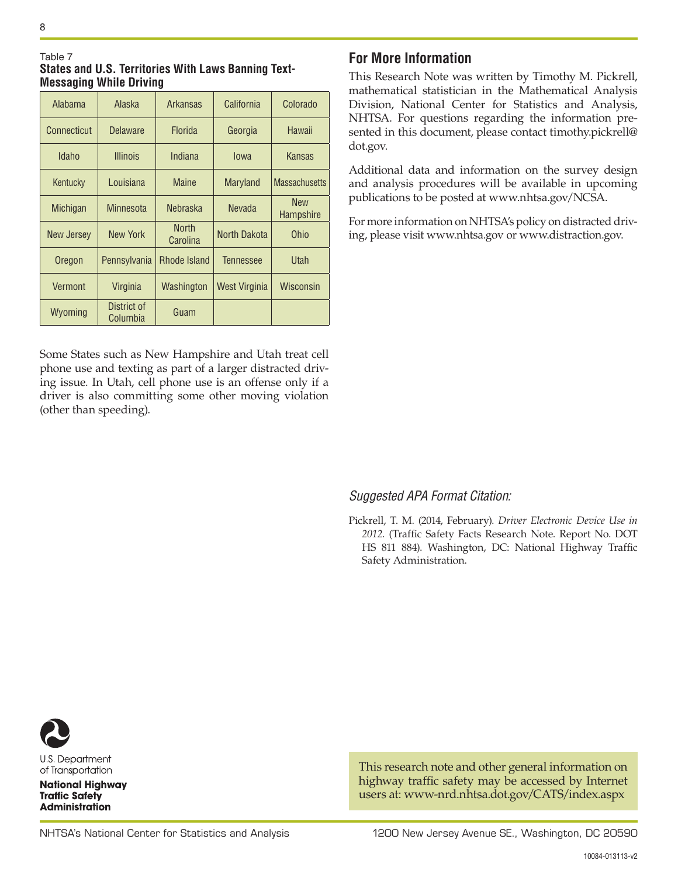Table 7
**States and U.S. Territories With Laws Banning Text-Messaging While Driving**

| | | | | |
|---|---|---|---|---|
| Alabama | Alaska | Arkansas | California | Colorado |
| Connecticut | Delaware | Florida | Georgia | Hawaii |
| Idaho | Illinois | Indiana | Iowa | Kansas |
| Kentucky | Louisiana | Maine | Maryland | Massachusetts |
| Michigan | Minnesota | Nebraska | Nevada | New Hampshire |
| New Jersey | New York | North Carolina | North Dakota | Ohio |
| Oregon | Pennsylvania | Rhode Island | Tennessee | Utah |
| Vermont | Virginia | Washington | West Virginia | Wisconsin |
| Wyoming | District of Columbia | Guam | | |

Some States such as New Hampshire and Utah treat cell phone use and texting as part of a larger distracted driving issue. In Utah, cell phone use is an offense only if a driver is also committing some other moving violation (other than speeding).

## For More Information

This Research Note was written by Timothy M. Pickrell, mathematical statistician in the Mathematical Analysis Division, National Center for Statistics and Analysis, NHTSA. For questions regarding the information presented in this document, please contact timothy.pickrell@dot.gov.

Additional data and information on the survey design and analysis procedures will be available in upcoming publications to be posted at www.nhtsa.gov/NCSA.

For more information on NHTSA's policy on distracted driving, please visit www.nhtsa.gov or www.distraction.gov.

*Suggested APA Format Citation:*

Pickrell, T. M. (2014, February). *Driver Electronic Device Use in 2012.* (Traffic Safety Facts Research Note. Report No. DOT HS 811 884). Washington, DC: National Highway Traffic Safety Administration.

U.S. Department of Transportation
**National Highway Traffic Safety Administration**

This research note and other general information on highway traffic safety may be accessed by Internet users at: www-nrd.nhtsa.dot.gov/CATS/index.aspx

NHTSA's National Center for Statistics and Analysis 1200 New Jersey Avenue SE., Washington, DC 20590

10084-013113-v2